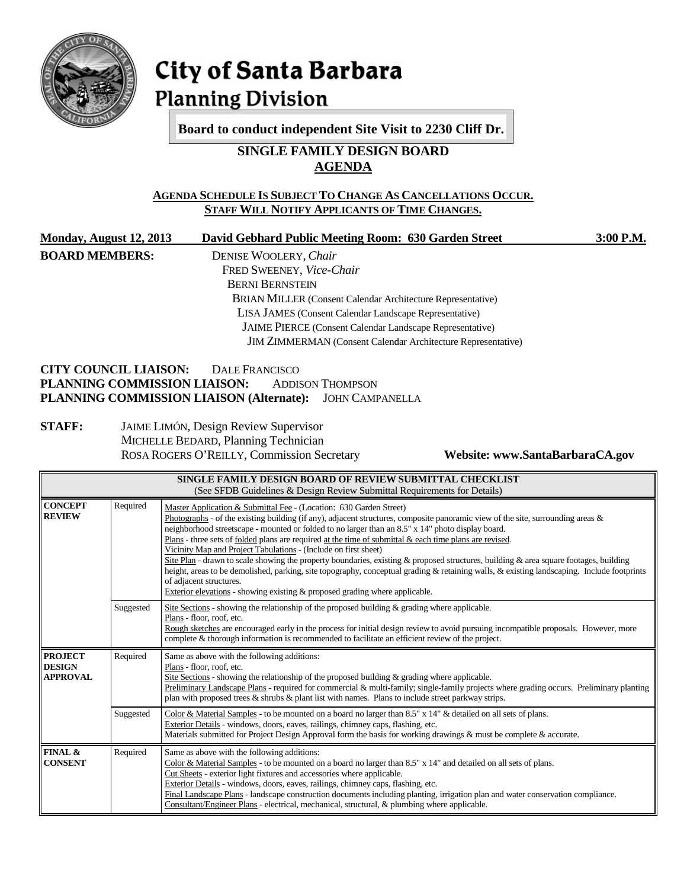# City of Santa Barbara
## Planning Division

**Board to conduct independent Site Visit to 2230 Cliff Dr.**

## SINGLE FAMILY DESIGN BOARD
## AGENDA

**AGENDA SCHEDULE IS SUBJECT TO CHANGE AS CANCELLATIONS OCCUR.**
**STAFF WILL NOTIFY APPLICANTS OF TIME CHANGES.**

**Monday, August 12, 2013** | **David Gebhard Public Meeting Room: 630 Garden Street** | **3:00 P.M.**

**BOARD MEMBERS:**
DENISE WOOLERY, *Chair*
FRED SWEENEY, *Vice-Chair*
BERNI BERNSTEIN
BRIAN MILLER (Consent Calendar Architecture Representative)
LISA JAMES (Consent Calendar Landscape Representative)
JAIME PIERCE (Consent Calendar Landscape Representative)
JIM ZIMMERMAN (Consent Calendar Architecture Representative)

**CITY COUNCIL LIAISON:** DALE FRANCISCO
**PLANNING COMMISSION LIAISON:** ADDISON THOMPSON
**PLANNING COMMISSION LIAISON (Alternate):** JOHN CAMPANELLA

**STAFF:**
JAIME LIMÓN, Design Review Supervisor
MICHELLE BEDARD, Planning Technician
ROSA ROGERS O'REILLY, Commission Secretary

**Website: www.SantaBarbaraCA.gov**

| **SINGLE FAMILY DESIGN BOARD OF REVIEW SUBMITTAL CHECKLIST** (See SFDB Guidelines & Design Review Submittal Requirements for Details) | | |
|---|---|---|
| **CONCEPT REVIEW** | Required | Master Application & Submittal Fee - (Location: 630 Garden Street)<br>Photographs - of the existing building (if any), adjacent structures, composite panoramic view of the site, surrounding areas & neighborhood streetscape - mounted or folded to no larger than an 8.5" x 14" photo display board.<br>Plans - three sets of folded plans are required at the time of submittal & each time plans are revised.<br>Vicinity Map and Project Tabulations - (Include on first sheet)<br>Site Plan - drawn to scale showing the property boundaries, existing & proposed structures, building & area square footages, building height, areas to be demolished, parking, site topography, conceptual grading & retaining walls, & existing landscaping. Include footprints of adjacent structures.<br>Exterior elevations - showing existing & proposed grading where applicable. |
| | Suggested | Site Sections - showing the relationship of the proposed building & grading where applicable.<br>Plans - floor, roof, etc.<br>Rough sketches are encouraged early in the process for initial design review to avoid pursuing incompatible proposals. However, more complete & thorough information is recommended to facilitate an efficient review of the project. |
| **PROJECT DESIGN APPROVAL** | Required | Same as above with the following additions:<br>Plans - floor, roof, etc.<br>Site Sections - showing the relationship of the proposed building & grading where applicable.<br>Preliminary Landscape Plans - required for commercial & multi-family; single-family projects where grading occurs. Preliminary planting plan with proposed trees & shrubs & plant list with names. Plans to include street parkway strips. |
| | Suggested | Color & Material Samples - to be mounted on a board no larger than 8.5" x 14" & detailed on all sets of plans.<br>Exterior Details - windows, doors, eaves, railings, chimney caps, flashing, etc.<br>Materials submitted for Project Design Approval form the basis for working drawings & must be complete & accurate. |
| **FINAL & CONSENT** | Required | Same as above with the following additions:<br>Color & Material Samples - to be mounted on a board no larger than 8.5" x 14" and detailed on all sets of plans.<br>Cut Sheets - exterior light fixtures and accessories where applicable.<br>Exterior Details - windows, doors, eaves, railings, chimney caps, flashing, etc.<br>Final Landscape Plans - landscape construction documents including planting, irrigation plan and water conservation compliance.<br>Consultant/Engineer Plans - electrical, mechanical, structural, & plumbing where applicable. |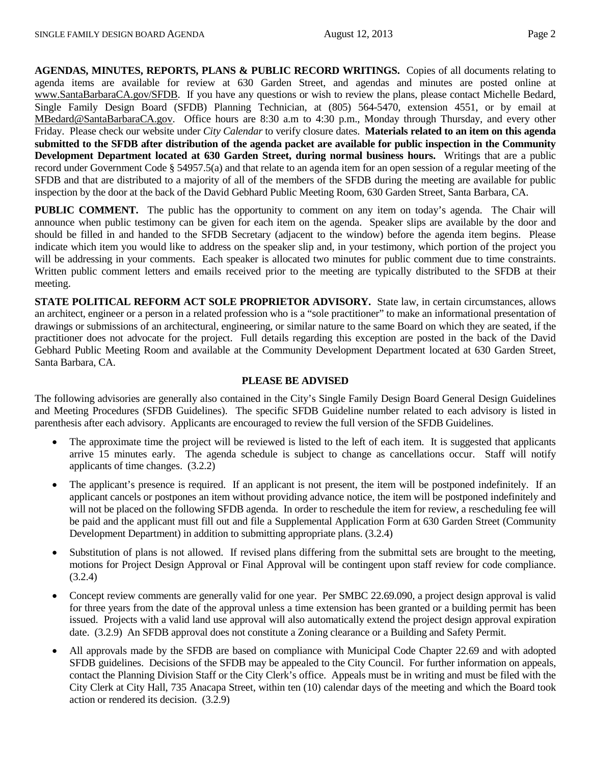**AGENDAS, MINUTES, REPORTS, PLANS & PUBLIC RECORD WRITINGS.** Copies of all documents relating to agenda items are available for review at 630 Garden Street, and agendas and minutes are posted online at www.SantaBarbaraCA.gov/SFDB. If you have any questions or wish to review the plans, please contact Michelle Bedard, Single Family Design Board (SFDB) Planning Technician, at (805) 564-5470, extension 4551, or by email at MBedard@SantaBarbaraCA.gov. Office hours are 8:30 a.m to 4:30 p.m., Monday through Thursday, and every other Friday. Please check our website under *City Calendar* to verify closure dates. **Materials related to an item on this agenda submitted to the SFDB after distribution of the agenda packet are available for public inspection in the Community Development Department located at 630 Garden Street, during normal business hours.** Writings that are a public record under Government Code § 54957.5(a) and that relate to an agenda item for an open session of a regular meeting of the SFDB and that are distributed to a majority of all of the members of the SFDB during the meeting are available for public inspection by the door at the back of the David Gebhard Public Meeting Room, 630 Garden Street, Santa Barbara, CA.

**PUBLIC COMMENT.** The public has the opportunity to comment on any item on today's agenda. The Chair will announce when public testimony can be given for each item on the agenda. Speaker slips are available by the door and should be filled in and handed to the SFDB Secretary (adjacent to the window) before the agenda item begins. Please indicate which item you would like to address on the speaker slip and, in your testimony, which portion of the project you will be addressing in your comments. Each speaker is allocated two minutes for public comment due to time constraints. Written public comment letters and emails received prior to the meeting are typically distributed to the SFDB at their meeting.

**STATE POLITICAL REFORM ACT SOLE PROPRIETOR ADVISORY.** State law, in certain circumstances, allows an architect, engineer or a person in a related profession who is a "sole practitioner" to make an informational presentation of drawings or submissions of an architectural, engineering, or similar nature to the same Board on which they are seated, if the practitioner does not advocate for the project. Full details regarding this exception are posted in the back of the David Gebhard Public Meeting Room and available at the Community Development Department located at 630 Garden Street, Santa Barbara, CA.

**PLEASE BE ADVISED**

The following advisories are generally also contained in the City's Single Family Design Board General Design Guidelines and Meeting Procedures (SFDB Guidelines). The specific SFDB Guideline number related to each advisory is listed in parenthesis after each advisory. Applicants are encouraged to review the full version of the SFDB Guidelines.

- The approximate time the project will be reviewed is listed to the left of each item. It is suggested that applicants arrive 15 minutes early. The agenda schedule is subject to change as cancellations occur. Staff will notify applicants of time changes. (3.2.2)
- The applicant's presence is required. If an applicant is not present, the item will be postponed indefinitely. If an applicant cancels or postpones an item without providing advance notice, the item will be postponed indefinitely and will not be placed on the following SFDB agenda. In order to reschedule the item for review, a rescheduling fee will be paid and the applicant must fill out and file a Supplemental Application Form at 630 Garden Street (Community Development Department) in addition to submitting appropriate plans. (3.2.4)
- Substitution of plans is not allowed. If revised plans differing from the submittal sets are brought to the meeting, motions for Project Design Approval or Final Approval will be contingent upon staff review for code compliance. (3.2.4)
- Concept review comments are generally valid for one year. Per SMBC 22.69.090, a project design approval is valid for three years from the date of the approval unless a time extension has been granted or a building permit has been issued. Projects with a valid land use approval will also automatically extend the project design approval expiration date. (3.2.9) An SFDB approval does not constitute a Zoning clearance or a Building and Safety Permit.
- All approvals made by the SFDB are based on compliance with Municipal Code Chapter 22.69 and with adopted SFDB guidelines. Decisions of the SFDB may be appealed to the City Council. For further information on appeals, contact the Planning Division Staff or the City Clerk's office. Appeals must be in writing and must be filed with the City Clerk at City Hall, 735 Anacapa Street, within ten (10) calendar days of the meeting and which the Board took action or rendered its decision. (3.2.9)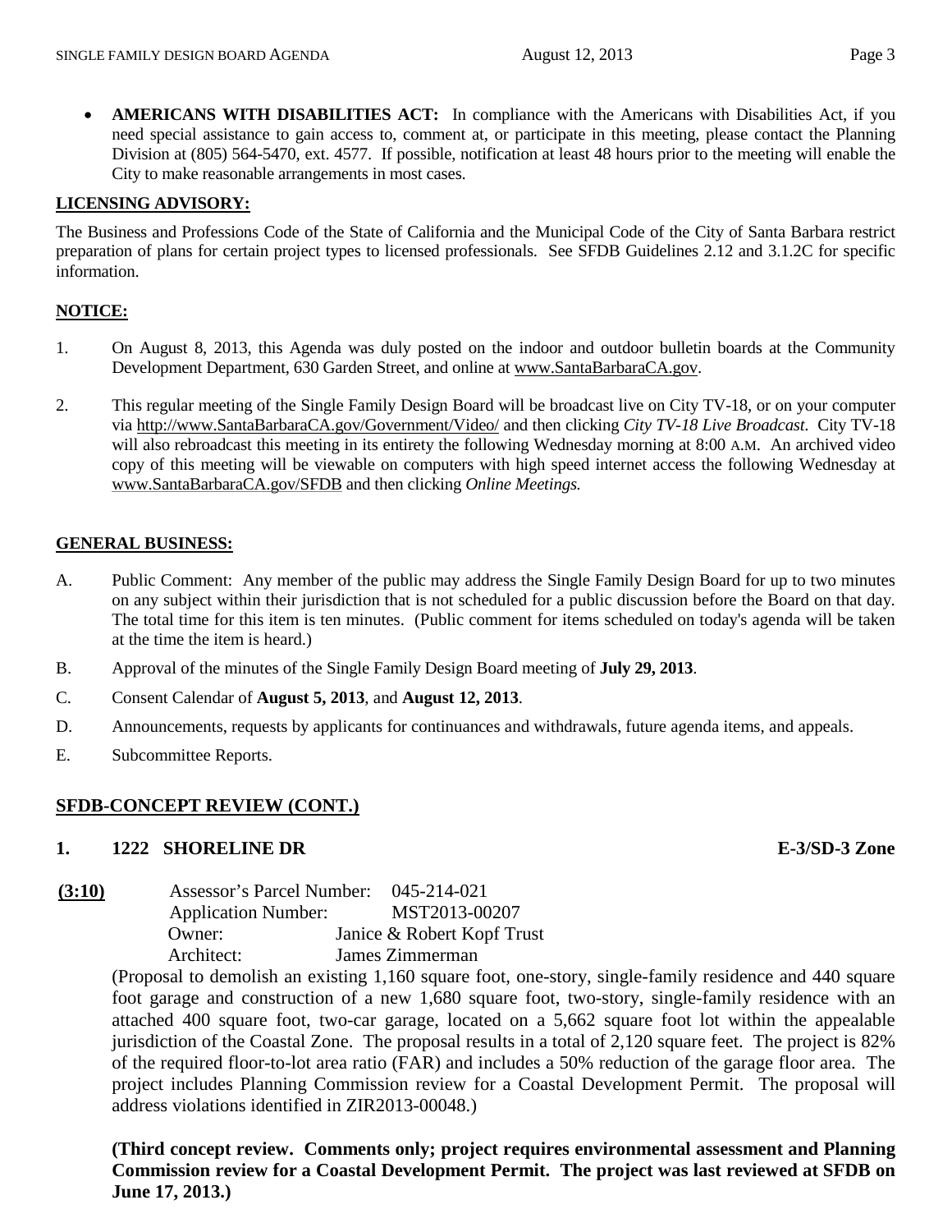- **AMERICANS WITH DISABILITIES ACT:** In compliance with the Americans with Disabilities Act, if you need special assistance to gain access to, comment at, or participate in this meeting, please contact the Planning Division at (805) 564-5470, ext. 4577. If possible, notification at least 48 hours prior to the meeting will enable the City to make reasonable arrangements in most cases.

**LICENSING ADVISORY:**

The Business and Professions Code of the State of California and the Municipal Code of the City of Santa Barbara restrict preparation of plans for certain project types to licensed professionals. See SFDB Guidelines 2.12 and 3.1.2C for specific information.

**NOTICE:**

1. On August 8, 2013, this Agenda was duly posted on the indoor and outdoor bulletin boards at the Community Development Department, 630 Garden Street, and online at www.SantaBarbaraCA.gov.

2. This regular meeting of the Single Family Design Board will be broadcast live on City TV-18, or on your computer via http://www.SantaBarbaraCA.gov/Government/Video/ and then clicking *City TV-18 Live Broadcast*. City TV-18 will also rebroadcast this meeting in its entirety the following Wednesday morning at 8:00 A.M. An archived video copy of this meeting will be viewable on computers with high speed internet access the following Wednesday at www.SantaBarbaraCA.gov/SFDB and then clicking *Online Meetings.*

**GENERAL BUSINESS:**

A. Public Comment: Any member of the public may address the Single Family Design Board for up to two minutes on any subject within their jurisdiction that is not scheduled for a public discussion before the Board on that day. The total time for this item is ten minutes. (Public comment for items scheduled on today's agenda will be taken at the time the item is heard.)

B. Approval of the minutes of the Single Family Design Board meeting of **July 29, 2013**.

C. Consent Calendar of **August 5, 2013**, and **August 12, 2013**.

D. Announcements, requests by applicants for continuances and withdrawals, future agenda items, and appeals.

E. Subcommittee Reports.

**SFDB-CONCEPT REVIEW (CONT.)**

**1. 1222 SHORELINE DR** **E-3/SD-3 Zone**

**(3:10)**
Assessor's Parcel Number: 045-214-021
Application Number: MST2013-00207
Owner: Janice & Robert Kopf Trust
Architect: James Zimmerman

(Proposal to demolish an existing 1,160 square foot, one-story, single-family residence and 440 square foot garage and construction of a new 1,680 square foot, two-story, single-family residence with an attached 400 square foot, two-car garage, located on a 5,662 square foot lot within the appealable jurisdiction of the Coastal Zone. The proposal results in a total of 2,120 square feet. The project is 82% of the required floor-to-lot area ratio (FAR) and includes a 50% reduction of the garage floor area. The project includes Planning Commission review for a Coastal Development Permit. The proposal will address violations identified in ZIR2013-00048.)

**(Third concept review. Comments only; project requires environmental assessment and Planning Commission review for a Coastal Development Permit. The project was last reviewed at SFDB on June 17, 2013.)**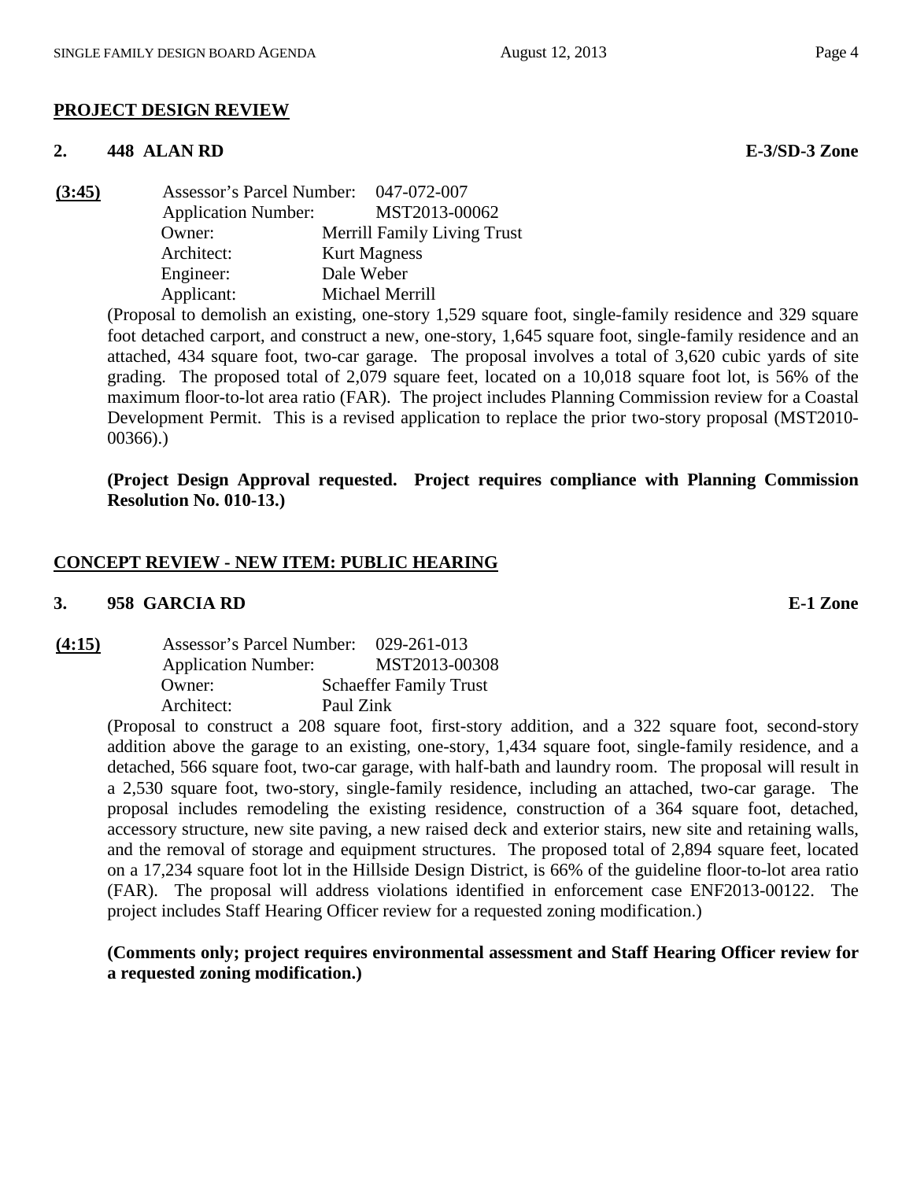## PROJECT DESIGN REVIEW

### 2. 448 ALAN RD — E-3/SD-3 Zone

**(3:45)**

Assessor's Parcel Number: 047-072-007
Application Number: MST2013-00062
Owner: Merrill Family Living Trust
Architect: Kurt Magness
Engineer: Dale Weber
Applicant: Michael Merrill

(Proposal to demolish an existing, one-story 1,529 square foot, single-family residence and 329 square foot detached carport, and construct a new, one-story, 1,645 square foot, single-family residence and an attached, 434 square foot, two-car garage. The proposal involves a total of 3,620 cubic yards of site grading. The proposed total of 2,079 square feet, located on a 10,018 square foot lot, is 56% of the maximum floor-to-lot area ratio (FAR). The project includes Planning Commission review for a Coastal Development Permit. This is a revised application to replace the prior two-story proposal (MST2010-00366).)

**(Project Design Approval requested. Project requires compliance with Planning Commission Resolution No. 010-13.)**

## CONCEPT REVIEW - NEW ITEM: PUBLIC HEARING

### 3. 958 GARCIA RD — E-1 Zone

**(4:15)**

Assessor's Parcel Number: 029-261-013
Application Number: MST2013-00308
Owner: Schaeffer Family Trust
Architect: Paul Zink

(Proposal to construct a 208 square foot, first-story addition, and a 322 square foot, second-story addition above the garage to an existing, one-story, 1,434 square foot, single-family residence, and a detached, 566 square foot, two-car garage, with half-bath and laundry room. The proposal will result in a 2,530 square foot, two-story, single-family residence, including an attached, two-car garage. The proposal includes remodeling the existing residence, construction of a 364 square foot, detached, accessory structure, new site paving, a new raised deck and exterior stairs, new site and retaining walls, and the removal of storage and equipment structures. The proposed total of 2,894 square feet, located on a 17,234 square foot lot in the Hillside Design District, is 66% of the guideline floor-to-lot area ratio (FAR). The proposal will address violations identified in enforcement case ENF2013-00122. The project includes Staff Hearing Officer review for a requested zoning modification.)

**(Comments only; project requires environmental assessment and Staff Hearing Officer review for a requested zoning modification.)**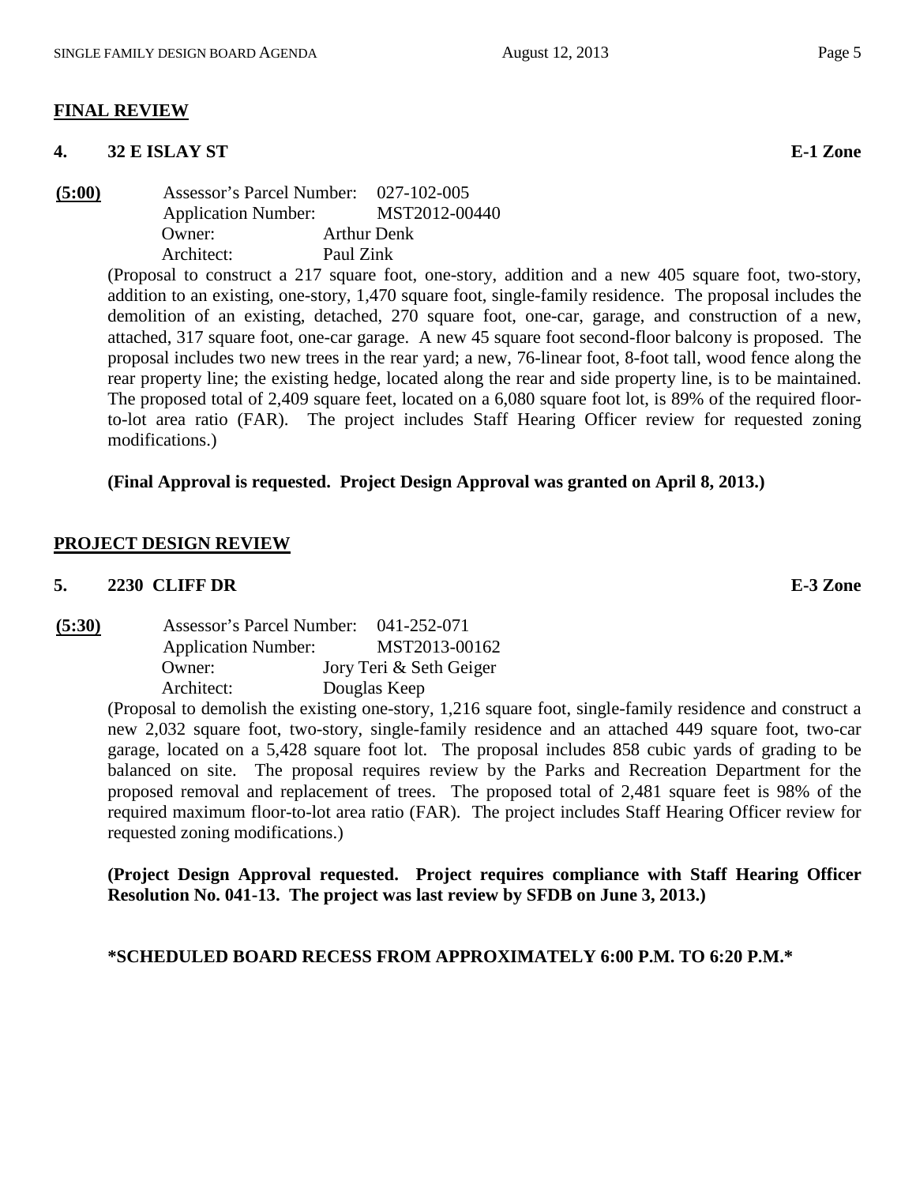## FINAL REVIEW

### 4. 32 E ISLAY ST — E-1 Zone

**(5:00)**

Assessor's Parcel Number: 027-102-005
Application Number: MST2012-00440
Owner: Arthur Denk
Architect: Paul Zink

(Proposal to construct a 217 square foot, one-story, addition and a new 405 square foot, two-story, addition to an existing, one-story, 1,470 square foot, single-family residence. The proposal includes the demolition of an existing, detached, 270 square foot, one-car, garage, and construction of a new, attached, 317 square foot, one-car garage. A new 45 square foot second-floor balcony is proposed. The proposal includes two new trees in the rear yard; a new, 76-linear foot, 8-foot tall, wood fence along the rear property line; the existing hedge, located along the rear and side property line, is to be maintained. The proposed total of 2,409 square feet, located on a 6,080 square foot lot, is 89% of the required floor-to-lot area ratio (FAR). The project includes Staff Hearing Officer review for requested zoning modifications.)

**(Final Approval is requested. Project Design Approval was granted on April 8, 2013.)**

## PROJECT DESIGN REVIEW

### 5. 2230 CLIFF DR — E-3 Zone

**(5:30)**

Assessor's Parcel Number: 041-252-071
Application Number: MST2013-00162
Owner: Jory Teri & Seth Geiger
Architect: Douglas Keep

(Proposal to demolish the existing one-story, 1,216 square foot, single-family residence and construct a new 2,032 square foot, two-story, single-family residence and an attached 449 square foot, two-car garage, located on a 5,428 square foot lot. The proposal includes 858 cubic yards of grading to be balanced on site. The proposal requires review by the Parks and Recreation Department for the proposed removal and replacement of trees. The proposed total of 2,481 square feet is 98% of the required maximum floor-to-lot area ratio (FAR). The project includes Staff Hearing Officer review for requested zoning modifications.)

**(Project Design Approval requested. Project requires compliance with Staff Hearing Officer Resolution No. 041-13. The project was last review by SFDB on June 3, 2013.)**

**\*SCHEDULED BOARD RECESS FROM APPROXIMATELY 6:00 P.M. TO 6:20 P.M.\***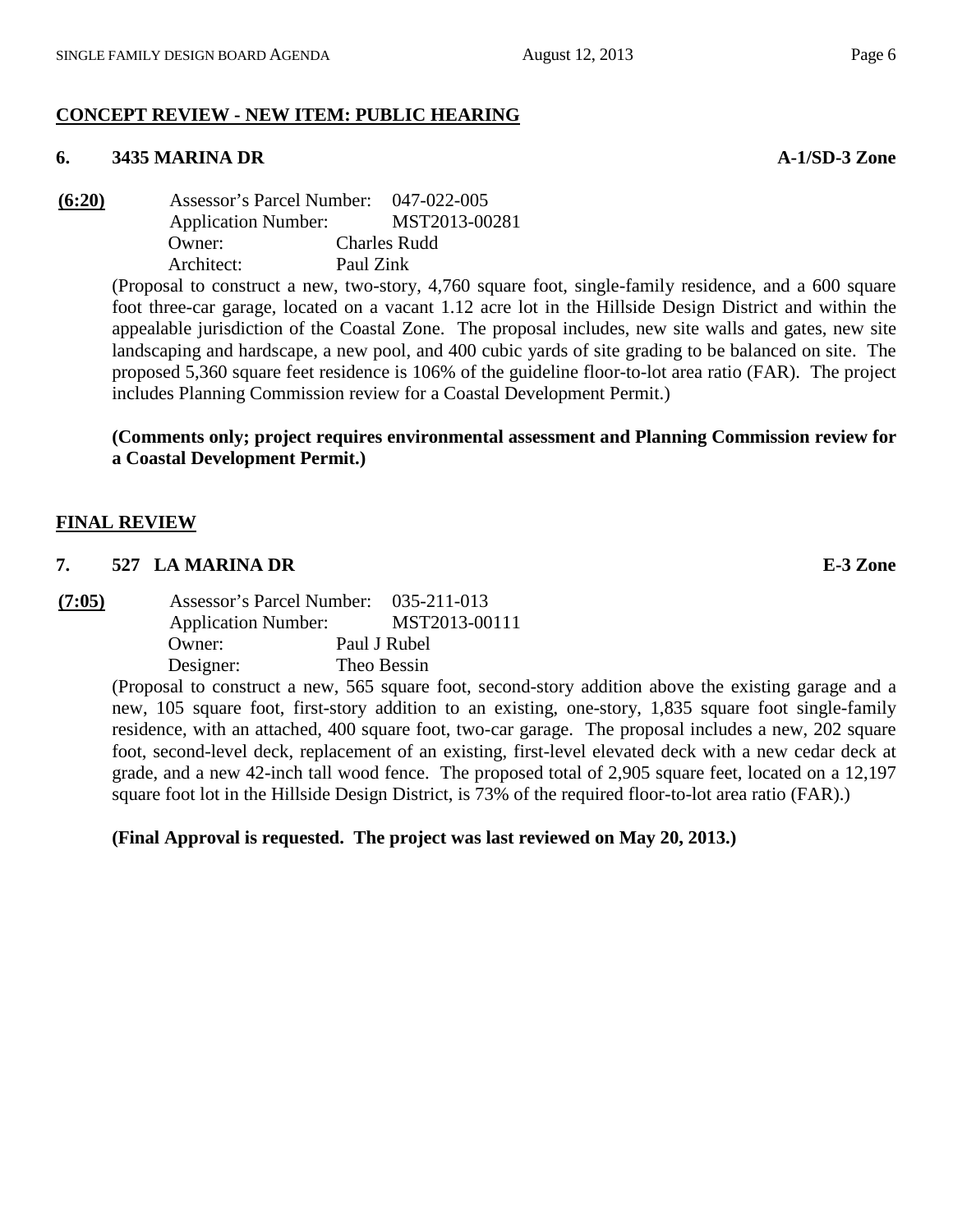**CONCEPT REVIEW - NEW ITEM: PUBLIC HEARING**

**6. 3435 MARINA DR** **A-1/SD-3 Zone**

**(6:20)** Assessor's Parcel Number: 047-022-005
Application Number: MST2013-00281
Owner: Charles Rudd
Architect: Paul Zink

(Proposal to construct a new, two-story, 4,760 square foot, single-family residence, and a 600 square foot three-car garage, located on a vacant 1.12 acre lot in the Hillside Design District and within the appealable jurisdiction of the Coastal Zone. The proposal includes, new site walls and gates, new site landscaping and hardscape, a new pool, and 400 cubic yards of site grading to be balanced on site. The proposed 5,360 square feet residence is 106% of the guideline floor-to-lot area ratio (FAR). The project includes Planning Commission review for a Coastal Development Permit.)

**(Comments only; project requires environmental assessment and Planning Commission review for a Coastal Development Permit.)**

**FINAL REVIEW**

**7. 527 LA MARINA DR** **E-3 Zone**

**(7:05)** Assessor's Parcel Number: 035-211-013
Application Number: MST2013-00111
Owner: Paul J Rubel
Designer: Theo Bessin

(Proposal to construct a new, 565 square foot, second-story addition above the existing garage and a new, 105 square foot, first-story addition to an existing, one-story, 1,835 square foot single-family residence, with an attached, 400 square foot, two-car garage. The proposal includes a new, 202 square foot, second-level deck, replacement of an existing, first-level elevated deck with a new cedar deck at grade, and a new 42-inch tall wood fence. The proposed total of 2,905 square feet, located on a 12,197 square foot lot in the Hillside Design District, is 73% of the required floor-to-lot area ratio (FAR).)

**(Final Approval is requested. The project was last reviewed on May 20, 2013.)**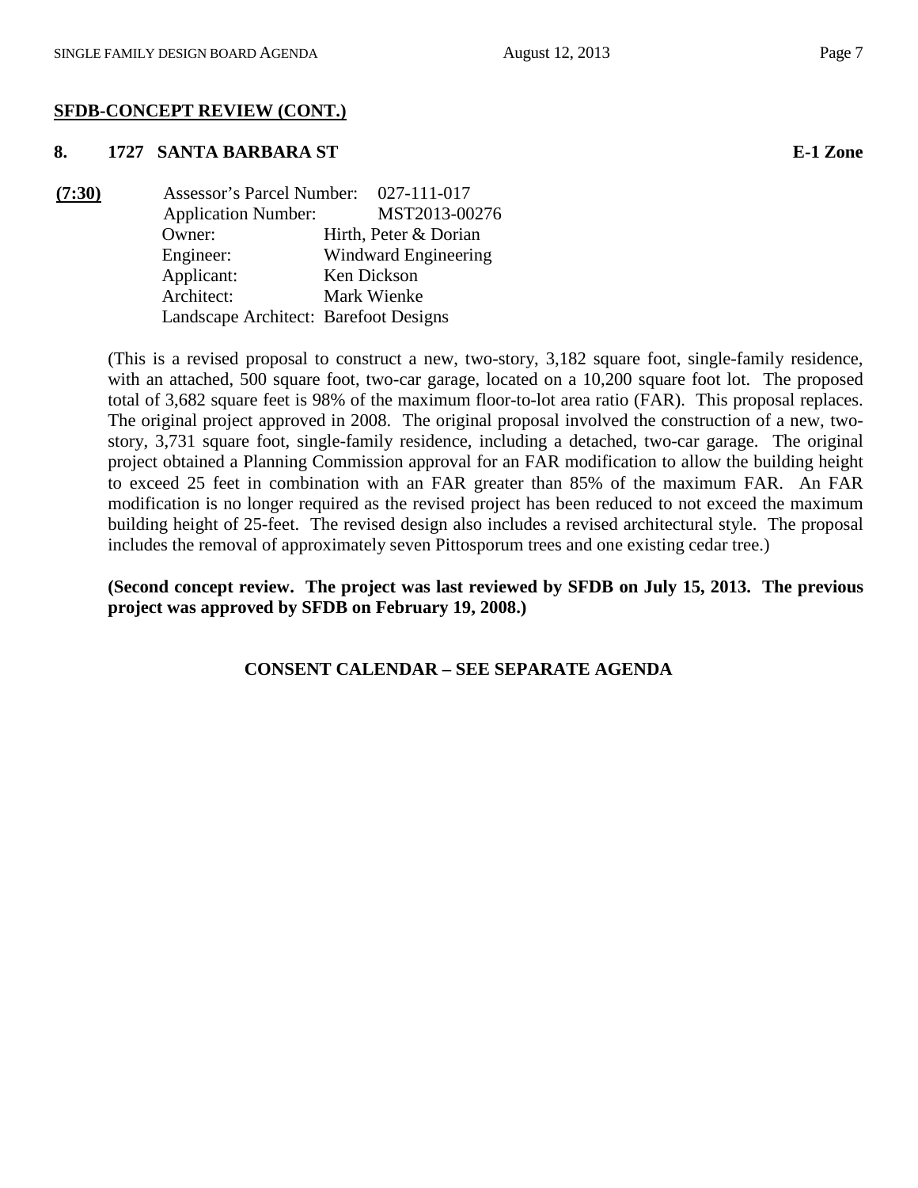## SFDB-CONCEPT REVIEW (CONT.)

### 8. 1727 SANTA BARBARA ST — E-1 Zone

**(7:30)**

Assessor's Parcel Number: 027-111-017
Application Number: MST2013-00276
Owner: Hirth, Peter & Dorian
Engineer: Windward Engineering
Applicant: Ken Dickson
Architect: Mark Wienke
Landscape Architect: Barefoot Designs

(This is a revised proposal to construct a new, two-story, 3,182 square foot, single-family residence, with an attached, 500 square foot, two-car garage, located on a 10,200 square foot lot. The proposed total of 3,682 square feet is 98% of the maximum floor-to-lot area ratio (FAR). This proposal replaces. The original project approved in 2008. The original proposal involved the construction of a new, two-story, 3,731 square foot, single-family residence, including a detached, two-car garage. The original project obtained a Planning Commission approval for an FAR modification to allow the building height to exceed 25 feet in combination with an FAR greater than 85% of the maximum FAR. An FAR modification is no longer required as the revised project has been reduced to not exceed the maximum building height of 25-feet. The revised design also includes a revised architectural style. The proposal includes the removal of approximately seven Pittosporum trees and one existing cedar tree.)

**(Second concept review. The project was last reviewed by SFDB on July 15, 2013. The previous project was approved by SFDB on February 19, 2008.)**

**CONSENT CALENDAR – SEE SEPARATE AGENDA**